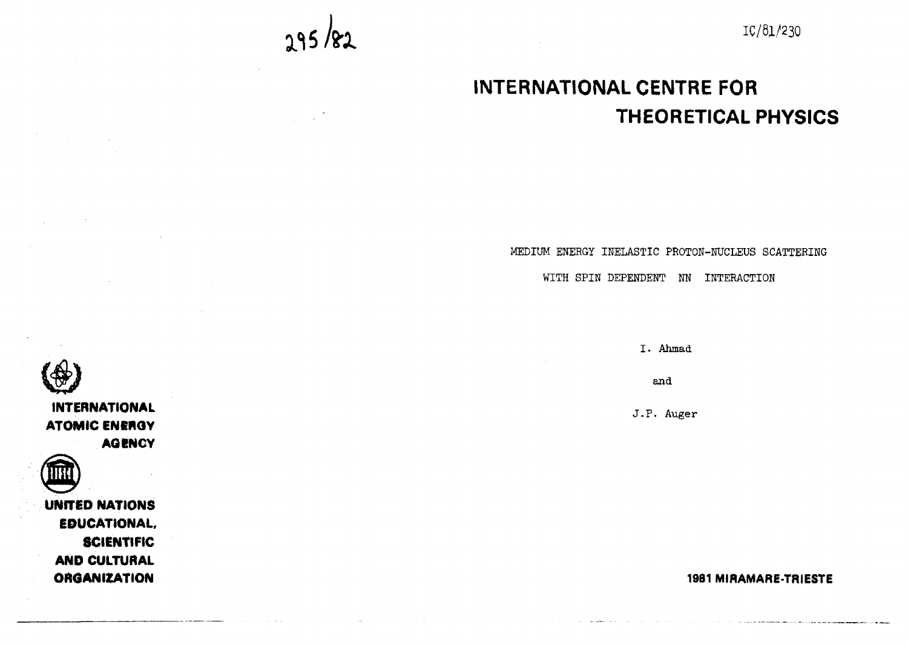295/82

IC/81/230

# INTERNATIONAL CENTRE FOR THEORETICAL PHYSICS

MEDIUM ENERGY INELASTIC PROTON-NUCLEUS SCATTERING

WITH SPIN DEPENDENT NN INTERACTION

I. Ahmad

and

J.P. Auger

INTERNATIONAL ATOMIC ENERGY AGENCY

UNITED NATIONS EDUCATIONAL, SCIENTIFIC AND CULTURAL ORGANIZATION

1981 MIRAMARE-TRIESTE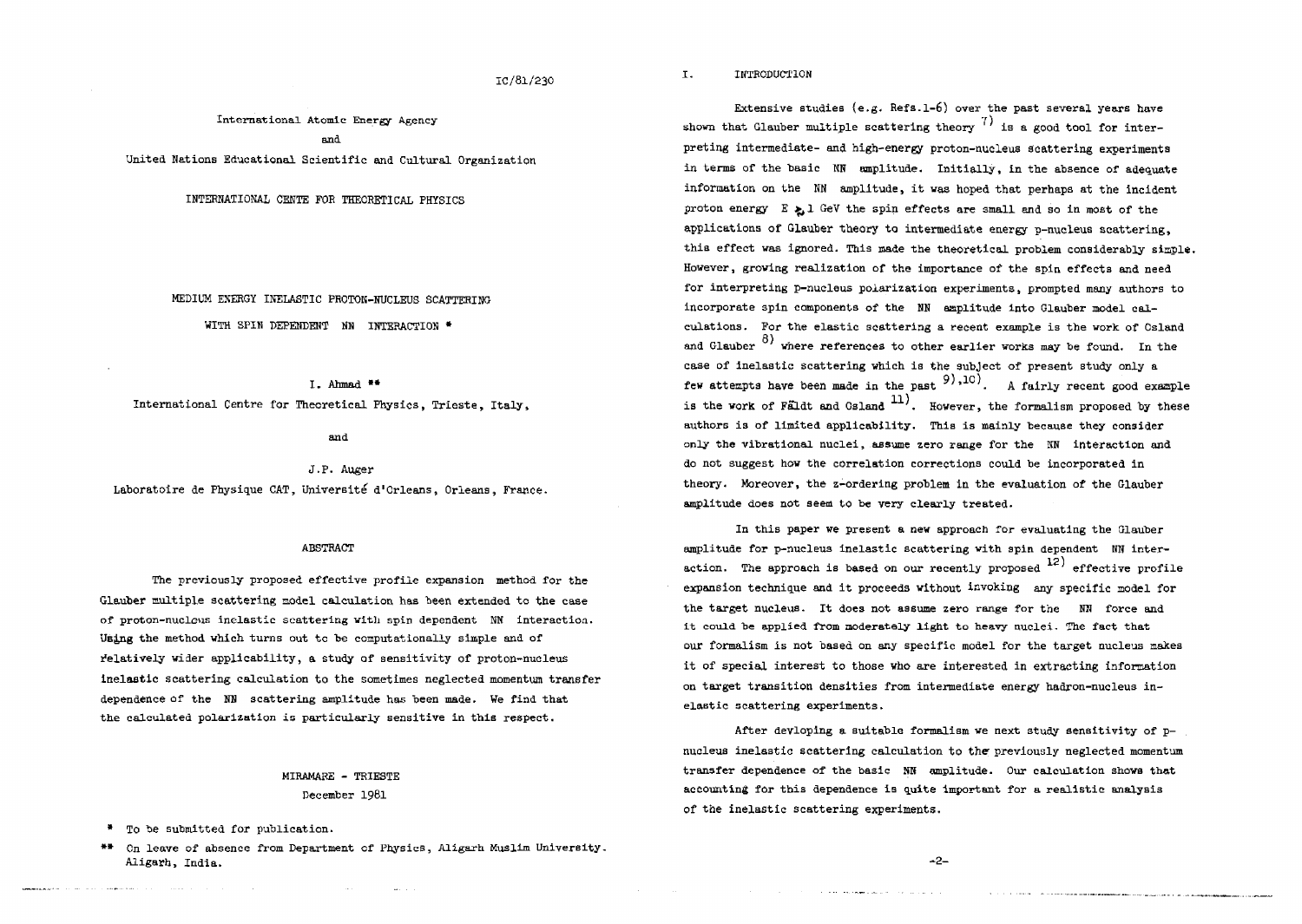IC/81/230

International Atomic Energy Agency

and

United Nations Educational Scientific and Cultural Organization

INTERNATIONAL CENTRE FOR THEORETICAL PHYSICS

# MEDIUM ENERGY INELASTIC PROTON-NUCLEUS SCATTERING WITH SPIN DEPENDENT NN INTERACTION *

I. Ahmad **

International Centre for Theoretical Physics, Trieste, Italy,

and

J.P. Auger

Laboratoire de Physique CAT, Université d'Orleans, Orleans, France.

## ABSTRACT

The previously proposed effective profile expansion method for the Glauber multiple scattering model calculation has been extended to the case of proton-nucleus inelastic scattering with spin dependent NN interaction. Using the method which turns out to be computationally simple and of relatively wider applicability, a study of sensitivity of proton-nucleus inelastic scattering calculation to the sometimes neglected momentum transfer dependence of the NN scattering amplitude has been made. We find that the calculated polarization is particularly sensitive in this respect.

MIRAMARE - TRIESTE

December 1981

\* To be submitted for publication.

\*\* On leave of absence from Department of Physics, Aligarh Muslim University, Aligarh, India.

## I. INTRODUCTION

Extensive studies (e.g. Refs.1-6) over the past several years have shown that Glauber multiple scattering theory [7] is a good tool for interpreting intermediate- and high-energy proton-nucleus scattering experiments in terms of the basic NN amplitude. Initially, in the absence of adequate information on the NN amplitude, it was hoped that perhaps at the incident proton energy $E \gtrsim 1$ GeV the spin effects are small and so in most of the applications of Glauber theory to intermediate energy p-nucleus scattering, this effect was ignored. This made the theoretical problem considerably simple. However, growing realization of the importance of the spin effects and need for interpreting p-nucleus polarization experiments, prompted many authors to incorporate spin components of the NN amplitude into Glauber model calculations. For the elastic scattering a recent example is the work of Osland and Glauber [8] where references to other earlier works may be found. In the case of inelastic scattering which is the subject of present study only a few attempts have been made in the past [9),10]. A fairly recent good example is the work of Fäldt and Osland [11]. However, the formalism proposed by these authors is of limited applicability. This is mainly because they consider only the vibrational nuclei, assume zero range for the NN interaction and do not suggest how the correlation corrections could be incorporated in theory. Moreover, the z-ordering problem in the evaluation of the Glauber amplitude does not seem to be very clearly treated.

In this paper we present a new approach for evaluating the Glauber amplitude for p-nucleus inelastic scattering with spin dependent NN interaction. The approach is based on our recently proposed [12] effective profile expansion technique and it proceeds without invoking any specific model for the target nucleus. It does not assume zero range for the NN force and it could be applied from moderately light to heavy nuclei. The fact that our formalism is not based on any specific model for the target nucleus makes it of special interest to those who are interested in extracting information on target transition densities from intermediate energy hadron-nucleus inelastic scattering experiments.

After devloping a suitable formalism we next study sensitivity of p-nucleus inelastic scattering calculation to the previously neglected momentum transfer dependence of the basic NN amplitude. Our calculation shows that accounting for this dependence is quite important for a realistic analysis of the inelastic scattering experiments.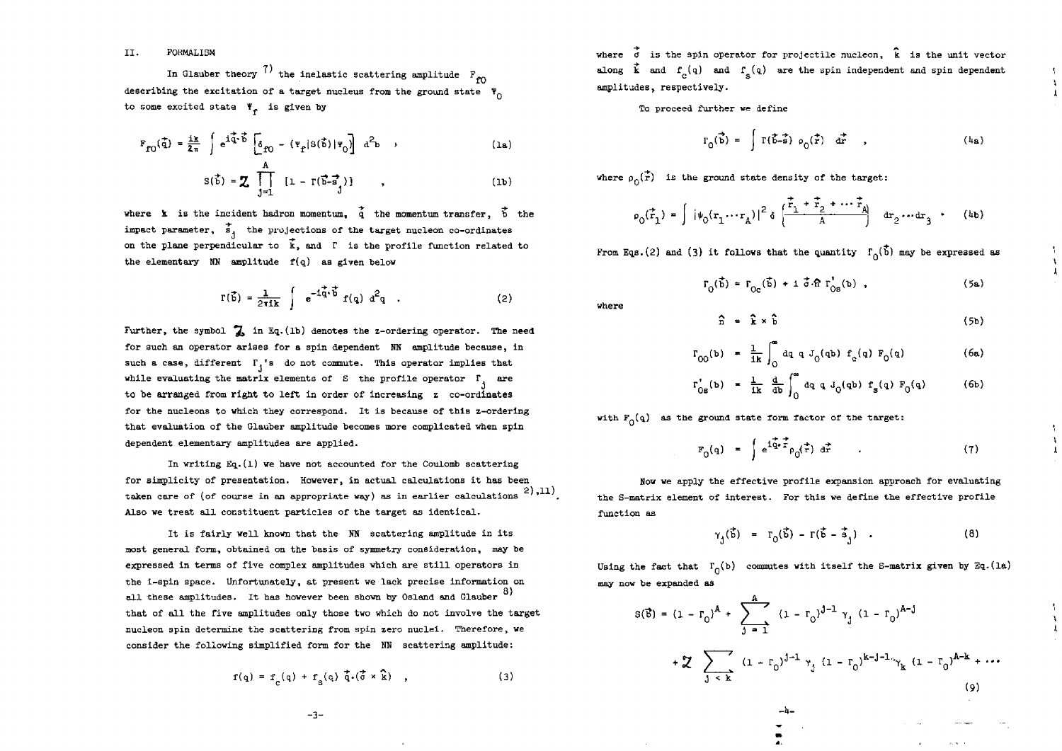## II. FORMALISM

In Glauber theory [7] the inelastic scattering amplitude $F_{f0}$ describing the excitation of a target nucleus from the ground state $\Psi_0$ to some excited state $\Psi_f$ is given by

$$F_{f0}(\vec{q}) = \frac{ik}{2\pi} \int e^{i\vec{q}\cdot\vec{b}} \left[\delta_{f0} - (\Psi_f|S(\vec{b})|\Psi_0)\right] d^2b \quad , \tag{1a}$$

$$S(\vec{b}) = \mathcal{Z} \prod_{j=1}^{A} [1 - \Gamma(\vec{b}-\vec{s}_j)] \quad , \tag{1b}$$

where $k$ is the incident hadron momentum, $\vec{q}$ the momentum transfer, $\vec{b}$ the impact parameter, $\vec{s}_j$ the projections of the target nucleon co-ordinates on the plane perpendicular to $\vec{k}$, and $\Gamma$ is the profile function related to the elementary NN amplitude $f(q)$ as given below

$$\Gamma(\vec{b}) = \frac{1}{2\pi ik} \int e^{-i\vec{q}\cdot\vec{b}} f(q) \, d^2q \quad . \tag{2}$$

Further, the symbol $\mathcal{Z}$ in Eq.(1b) denotes the z-ordering operator. The need for such an operator arises for a spin dependent NN amplitude because, in such a case, different $\Gamma_j$'s do not commute. This operator implies that while evaluating the matrix elements of $S$ the profile operator $\Gamma_j$ are to be arranged from right to left in order of increasing z co-ordinates for the nucleons to which they correspond. It is because of this z-ordering that evaluation of the Glauber amplitude becomes more complicated when spin dependent elementary amplitudes are applied.

In writing Eq.(1) we have not accounted for the Coulomb scattering for simplicity of presentation. However, in actual calculations it has been taken care of (of course in an appropriate way) as in earlier calculations [2),11)]. Also we treat all constituent particles of the target as identical.

It is fairly well known that the NN scattering amplitude in its most general form, obtained on the basis of symmetry consideration, may be expressed in terms of five complex amplitudes which are still operators in the i-spin space. Unfortunately, at present we lack precise information on all these amplitudes. It has however been shown by Osland and Glauber [8] that of all the five amplitudes only those two which do not involve the target nucleon spin determine the scattering from spin zero nuclei. Therefore, we consider the following simplified form for the NN scattering amplitude:

$$f(q) = f_c(q) + f_s(q) \, \vec{q}\cdot(\vec{\sigma} \times \hat{k}) \quad , \tag{3}$$

where $\vec{\sigma}$ is the spin operator for projectile nucleon, $\hat{k}$ is the unit vector along $\vec{k}$ and $f_c(q)$ and $f_s(q)$ are the spin independent and spin dependent amplitudes, respectively.

To proceed further we define

$$\Gamma_0(\vec{b}) = \int \Gamma(\vec{b}-\vec{s}) \, \rho_0(\vec{r}) \, d\vec{r} \quad , \tag{4a}$$

where $\rho_0(\vec{r})$ is the ground state density of the target:

$$\rho_0(\vec{r}_1) = \int |\psi_0(r_1 \cdots r_A)|^2 \, \delta\left(\frac{\vec{r}_1 + \vec{r}_2 + \cdots \vec{r}_A}{A}\right) \, dr_2 \cdots dr_3 \quad . \tag{4b}$$

From Eqs.(2) and (3) it follows that the quantity $\Gamma_0(\vec{b})$ may be expressed as

$$\Gamma_0(\vec{b}) = \Gamma_{0c}(\vec{b}) + i\,\vec{\sigma}\cdot\hat{n}\,\Gamma'_{0s}(b) \quad , \tag{5a}$$

where

$$\hat{n} = \hat{k} \times \hat{b} \tag{5b}$$

$$\Gamma_{0c}(b) = \frac{1}{ik} \int_0^\infty dq \, q \, J_0(qb) \, f_c(q) \, F_0(q) \tag{6a}$$

$$\Gamma'_{0s}(b) = \frac{1}{ik} \frac{d}{db} \int_0^\infty dq \, q \, J_0(qb) \, f_s(q) \, F_0(q) \tag{6b}$$

with $F_0(q)$ as the ground state form factor of the target:

$$F_0(q) = \int e^{i\vec{q}\cdot\vec{r}} \rho_0(\vec{r}) \, d\vec{r} \quad . \tag{7}$$

Now we apply the effective profile expansion approach for evaluating the S-matrix element of interest. For this we define the effective profile function as

$$\gamma_j(\vec{b}) = \Gamma_0(\vec{b}) - \Gamma(\vec{b} - \vec{s}_j) \quad . \tag{8}$$

Using the fact that $\Gamma_0(b)$ commutes with itself the S-matrix given by Eq.(1a) may now be expanded as

$$S(\vec{b}) = (1 - \Gamma_0)^A + \sum_{j=1}^{A} (1 - \Gamma_0)^{j-1} \gamma_j (1 - \Gamma_0)^{A-j} + \mathcal{Z} \sum_{j<k} (1 - \Gamma_0)^{j-1} \gamma_j (1 - \Gamma_0)^{k-j-1} \gamma_k (1 - \Gamma_0)^{A-k} + \cdots \tag{9}$$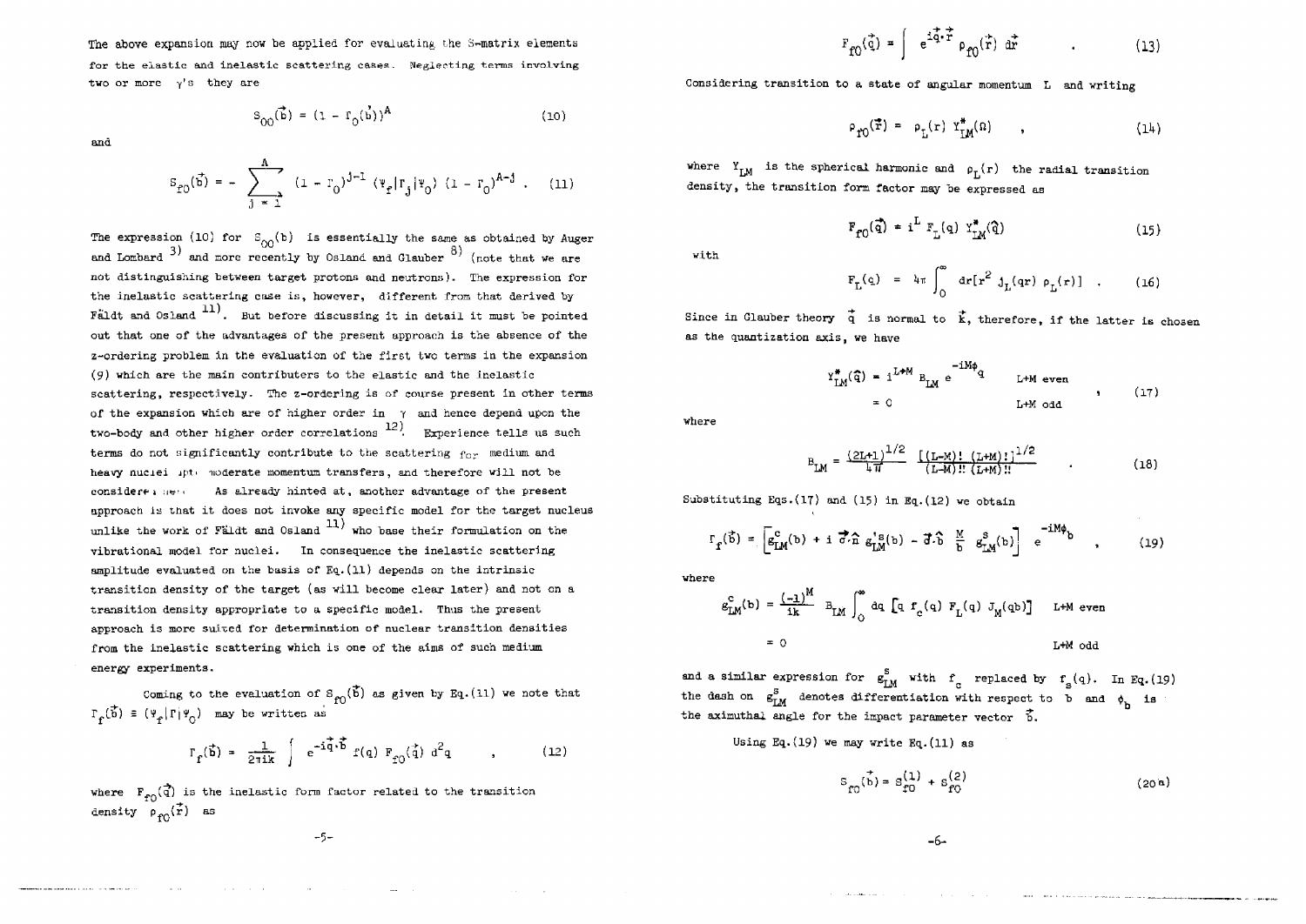The above expansion may now be applied for evaluating the S-matrix elements for the elastic and inelastic scattering cases. Neglecting terms involving two or more $\gamma$'s they are

$$S_{00}(\vec{b}) = (1 - \Gamma_0(\vec{b}))^A \tag{10}$$

and

$$S_{f0}(\vec{b}) = -\sum_{j=1}^{A} (1-\Gamma_0)^{j-1} (\Psi_f|\Gamma_j|\Psi_0)(1-\Gamma_0)^{A-j} . \tag{11}$$

The expression (10) for $S_{00}(b)$ is essentially the same as obtained by Auger and Lombard [3] and more recently by Osland and Glauber [8] (note that we are not distinguishing between target protons and neutrons). The expression for the inelastic scattering case is, however, different from that derived by Fäldt and Osland [11]. But before discussing it in detail it must be pointed out that one of the advantages of the present approach is the absence of the z-ordering problem in the evaluation of the first two terms in the expansion (9) which are the main contributers to the elastic and the inelastic scattering, respectively. The z-ordering is of course present in other terms of the expansion which are of higher order in $\gamma$ and hence depend upon the two-body and other higher order correlations [12]. Experience tells us such terms do not significantly contribute to the scattering for medium and heavy nuclei upto moderate momentum transfers, and therefore will not be considered here. As already hinted at, another advantage of the present approach is that it does not invoke any specific model for the target nucleus unlike the work of Fäldt and Osland [11] who base their formulation on the vibrational model for nuclei. In consequence the inelastic scattering amplitude evaluated on the basis of Eq.(11) depends on the intrinsic transition density of the target (as will become clear later) and not on a transition density appropriate to a specific model. Thus the present approach is more suited for determination of nuclear transition densities from the inelastic scattering which is one of the aims of such medium energy experiments.

Coming to the evaluation of $S_{f0}(\vec{b})$ as given by Eq.(11) we note that $\Gamma_f(\vec{b}) \equiv (\Psi_f|\Gamma|\Psi_0)$ may be written as

$$\Gamma_f(\vec{b}) = \frac{1}{2\pi ik} \int e^{-i\vec{q}\cdot\vec{b}} f(q)\, F_{f0}(\vec{q})\, d^2q \quad , \tag{12}$$

where $F_{f0}(\vec{q})$ is the inelastic form factor related to the transition density $\rho_{f0}(\vec{r})$ as

$$F_{f0}(\vec{q}) = \int e^{i\vec{q}\cdot\vec{r}} \rho_{f0}(\vec{r})\, d\vec{r} \quad . \tag{13}$$

Considering transition to a state of angular momentum L and writing

$$\rho_{f0}(\vec{r}) = \rho_L(r)\, Y^*_{LM}(\Omega) \quad , \tag{14}$$

where $Y_{LM}$ is the spherical harmonic and $\rho_L(r)$ the radial transition density, the transition form factor may be expressed as

$$F_{f0}(\vec{q}) = i^L F_L(q)\, Y^*_{LM}(\hat{q}) \tag{15}$$

with

$$F_L(q) = 4\pi \int_0^\infty dr [r^2 j_L(qr)\, \rho_L(r)] \quad . \tag{16}$$

Since in Glauber theory $\vec{q}$ is normal to $\vec{k}$, therefore, if the latter is chosen as the quantization axis, we have

$$\begin{aligned} Y^*_{LM}(\hat{q}) &= i^{L+M} B_{LM}\, e^{-iM\phi_q} \qquad L+M \text{ even} \\ &= 0 \qquad\qquad\qquad\quad\; L+M \text{ odd} \end{aligned} \quad , \tag{17}$$

where

$$B_{LM} = \frac{(2L+1)^{1/2}}{4\pi} \frac{[(L-M)!\,(L+M)!]^{1/2}}{(L-M)!!\,(L+M)!!} \quad . \tag{18}$$

Substituting Eqs.(17) and (15) in Eq.(12) we obtain

$$\Gamma_f(\vec{b}) = \left[g^c_{LM}(b) + i\,\vec{\sigma}\cdot\hat{n}\, g'^s_{LM}(b) - \vec{\sigma}\cdot\hat{b}\, \frac{M}{b}\, g^s_{LM}(b)\right] e^{-iM\phi_b} \quad , \tag{19}$$

where

$$\begin{aligned} g^c_{LM}(b) &= \frac{(-1)^M}{ik} B_{LM} \int_0^\infty dq\, [q\, f_c(q)\, F_L(q)\, J_M(qb)] \qquad L+M \text{ even} \\ &= 0 \qquad\qquad\qquad\qquad\qquad\qquad\qquad\qquad\quad L+M \text{ odd} \end{aligned}$$

and a similar expression for $g^s_{LM}$ with $f_c$ replaced by $f_s(q)$. In Eq.(19) the dash on $g^s_{LM}$ denotes differentiation with respect to b and $\phi_b$ is the azimuthal angle for the impact parameter vector $\vec{b}$.

Using Eq.(19) we may write Eq.(11) as

$$S_{f0}(\vec{b}) = S^{(1)}_{f0} + S^{(2)}_{f0} \tag{20a}$$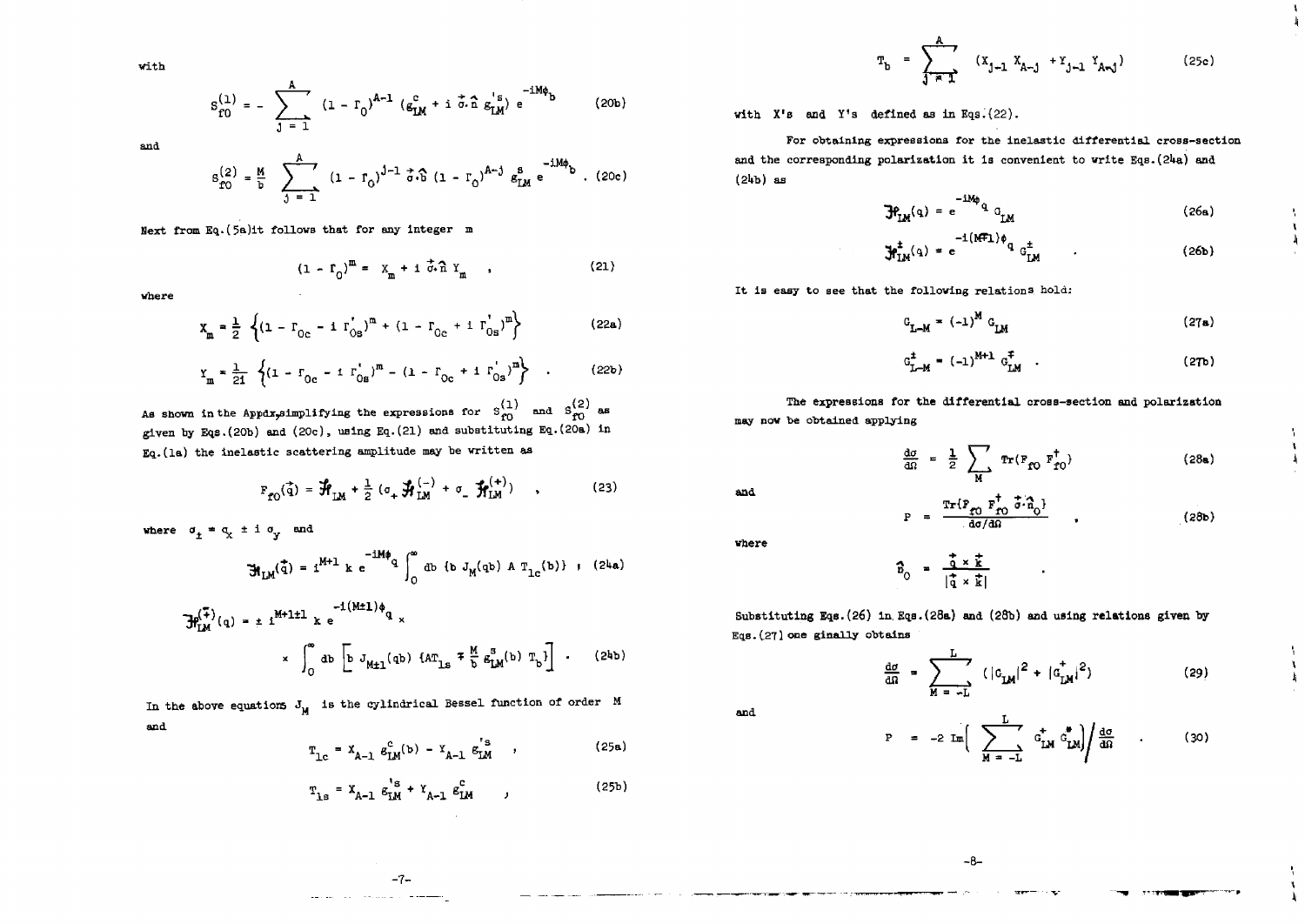with

$$S_{f0}^{(1)} = - \sum_{j=1}^{A} (1 - \Gamma_0)^{A-1} (g_{LM}^{c} + i\, \vec{\sigma}\cdot\hat{n}\, g_{LM}^{'s})\, e^{-iM\phi_b} \tag{20b}$$

and

$$S_{f0}^{(2)} = \frac{M}{b} \sum_{j=1}^{A} (1 - \Gamma_0)^{j-1}\, \vec{\sigma}\cdot\hat{b}\, (1 - \Gamma_0)^{A-j}\, g_{LM}^{s}\, e^{-iM\phi_b} \, . \tag{20c}$$

Next from Eq.(5a) it follows that for any integer $m$

$$(1 - \Gamma_0)^{m} = X_m + i\, \vec{\sigma}\cdot\hat{n}\, Y_m \quad , \tag{21}$$

where

$$X_m = \frac{1}{2} \left\{ (1 - \Gamma_{0c} - i\, \Gamma_{0s}^{'})^{m} + (1 - \Gamma_{0c} + i\, \Gamma_{0s}^{'})^{m} \right\} \tag{22a}$$

$$Y_m = \frac{1}{2i} \left\{ (1 - \Gamma_{0c} - i\, \Gamma_{0s}^{'})^{m} - (1 - \Gamma_{0c} + i\, \Gamma_{0s}^{'})^{m} \right\} \quad . \tag{22b}$$

As shown in the Appdx, simplifying the expressions for $S_{f0}^{(1)}$ and $S_{f0}^{(2)}$ as given by Eqs.(20b) and (20c), using Eq.(21) and substituting Eq.(20a) in Eq.(1a) the inelastic scattering amplitude may be written as

$$F_{f0}(\vec{q}) = \mathcal{H}_{LM} + \frac{1}{2} (\sigma_{+}\, \mathcal{H}_{LM}^{(-)} + \sigma_{-}\, \mathcal{H}_{LM}^{(+)}) \quad , \tag{23}$$

where $\sigma_{\pm} = \sigma_x \pm i\, \sigma_y$ and

$$\mathcal{H}_{LM}(\vec{q}) = i^{M+1}\, k\, e^{-iM\phi_q} \int_0^{\infty} db\, \{ b\, J_M(qb)\, A\, T_{1c}(b) \} \quad , \tag{24a}$$

$$\mathcal{H}_{LM}^{(\mp)}(q) = \pm\, i^{M+1\pm 1}\, k\, e^{-i(M\pm 1)\phi_q} \times \int_0^{\infty} db \left[ b\, J_{M\pm 1}(qb)\, \{ A T_{1s} \mp \frac{M}{b}\, g_{LM}^{s}(b)\, T_b \} \right] \, . \tag{24b}$$

In the above equations $J_M$ is the cylindrical Bessel function of order $M$ and

$$T_{1c} = X_{A-1}\, g_{LM}^{c}(b) - Y_{A-1}\, g_{LM}^{'s} \quad , \tag{25a}$$

$$T_{1s} = X_{A-1}\, g_{LM}^{'s} + Y_{A-1}\, g_{LM}^{c} \quad , \tag{25b}$$

$$T_b = \sum_{j=1}^{A} (X_{j-1}\, X_{A-j} + Y_{j-1}\, Y_{A-j}) \tag{25c}$$

with X's and Y's defined as in Eqs.(22).

For obtaining expressions for the inelastic differential cross-section and the corresponding polarization it is convenient to write Eqs.(24a) and (24b) as

$$\mathcal{H}_{LM}(q) = e^{-iM\phi_q}\, G_{LM} \tag{26a}$$

$$\mathcal{H}_{LM}^{\pm}(q) = e^{-i(M\mp 1)\phi_q}\, G_{LM}^{\pm} \quad . \tag{26b}$$

It is easy to see that the following relations hold:

$$G_{L-M} = (-1)^{M}\, G_{LM} \tag{27a}$$

$$G_{L-M}^{\pm} = (-1)^{M+1}\, G_{LM}^{\mp} \quad . \tag{27b}$$

The expressions for the differential cross-section and polarization may now be obtained applying

$$\frac{d\sigma}{d\Omega} = \frac{1}{2} \sum_{M} \mathrm{Tr}(F_{f0}\, F_{f0}^{\dagger}) \tag{28a}$$

and

$$P = \frac{\mathrm{Tr}\{F_{f0}\, F_{f0}^{\dagger}\, \vec{\sigma}\cdot\hat{n}_0\}}{d\sigma/d\Omega} \quad , \tag{28b}$$

where

$$\hat{n}_0 = \frac{\vec{q} \times \vec{k}}{|\vec{q} \times \vec{k}|} \quad .$$

Substituting Eqs.(26) in Eqs.(28a) and (28b) and using relations given by Eqs.(27) one finally obtains

$$\frac{d\sigma}{d\Omega} = \sum_{M=-L}^{L} (|G_{LM}|^2 + |G_{LM}^{+}|^2) \tag{29}$$

and

$$P = -2\, \mathrm{Im}\left( \sum_{M=-L}^{L} G_{LM}^{+}\, G_{LM}^{*} \right) \bigg/ \frac{d\sigma}{d\Omega} \quad . \tag{30}$$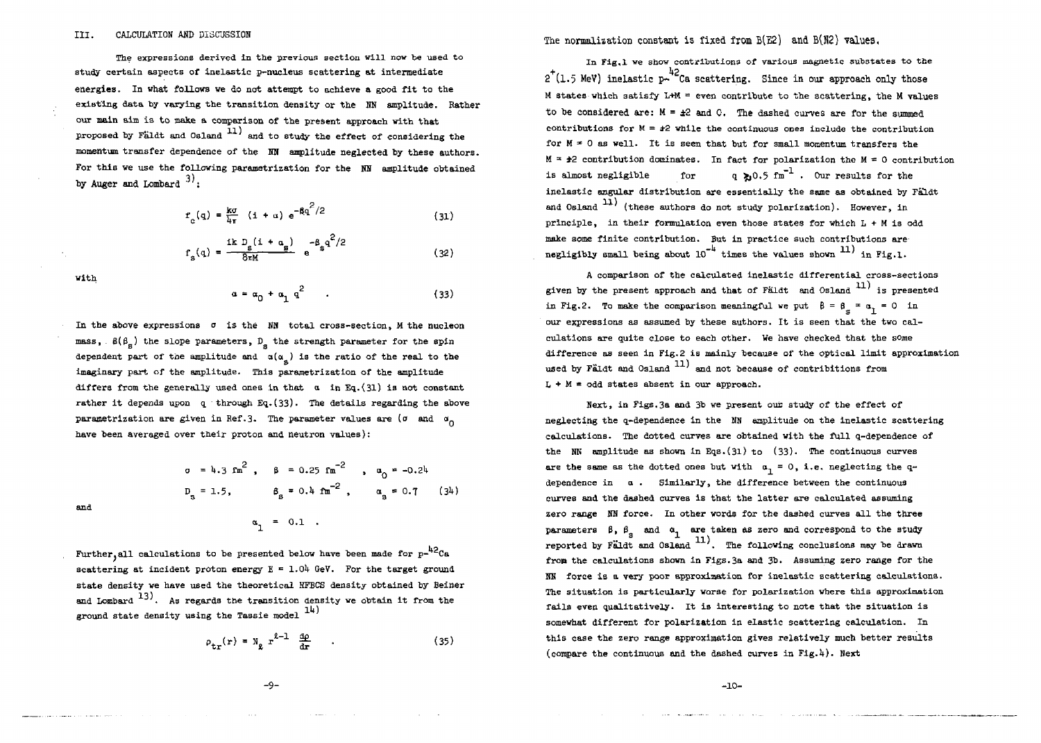## III. CALCULATION AND DISCUSSION

The expressions derived in the previous section will now be used to study certain aspects of inelastic p-nucleus scattering at intermediate energies. In what follows we do not attempt to achieve a good fit to the existing data by varying the transition density or the NN amplitude. Rather our main aim is to make a comparison of the present approach with that proposed by Fäldt and Osland [11] and to study the effect of considering the momentum transfer dependence of the NN amplitude neglected by these authors. For this we use the following parametrization for the NN amplitude obtained by Auger and Lombard [3]:

$$f_c(q) = \frac{k\sigma}{4\pi}\ (i + \alpha)\ e^{-\beta q^2/2} \tag{31}$$

$$f_s(q) = \frac{ik\ D_s(i + \alpha_s)}{8\pi M}\ e^{-\beta_s q^2/2} \tag{32}$$

with

$$\alpha = \alpha_0 + \alpha_1\ q^2 \quad . \tag{33}$$

In the above expressions $\sigma$ is the NN total cross-section, M the nucleon mass, $\beta(\beta_s)$ the slope parameters, $D_s$ the strength parameter for the spin dependent part of the amplitude and $\alpha(\alpha_s)$ is the ratio of the real to the imaginary part of the amplitude. This parametrization of the amplitude differs from the generally used ones in that $\alpha$ in Eq.(31) is not constant rather it depends upon q through Eq.(33). The details regarding the above parametrization are given in Ref.3. The parameter values are ($\sigma$ and $\alpha_0$ have been averaged over their proton and neutron values):

$$\sigma = 4.3\ \text{fm}^2\ ,\quad \beta = 0.25\ \text{fm}^{-2}\ ,\quad \alpha_0 = -0.24$$
$$D_s = 1.5,\qquad \beta_s = 0.4\ \text{fm}^{-2}\ ,\qquad \alpha_s = 0.7 \tag{34}$$

and

$$\alpha_1 = 0.1 \ .$$

Further, all calculations to be presented below have been made for p-$^{42}$Ca scattering at incident proton energy E = 1.04 GeV. For the target ground state density we have used the theoretical HFBCS density obtained by Beiner and Lombard [13]. As regards the transition density we obtain it from the ground state density using the Tassie model [14]

$$\rho_{tr}(r) = N_\ell\ r^{\ell-1}\ \frac{d\rho}{dr} \quad . \tag{35}$$

The normalization constant is fixed from B(E2) and B(N2) values.

In Fig.1 we show contributions of various magnetic substates to the $2^+$(1.5 MeV) inelastic p-$^{42}$Ca scattering. Since in our approach only those M states which satisfy L+M = even contribute to the scattering, the M values to be considered are: M = ±2 and 0. The dashed curves are for the summed contributions for M = ±2 while the continuous ones include the contribution for M = 0 as well. It is seen that but for small momentum transfers the M = ±2 contribution dominates. In fact for polarization the M = 0 contribution is almost negligible for $q \gtrsim 0.5\ \text{fm}^{-1}$ . Our results for the inelastic angular distribution are essentially the same as obtained by Fäldt and Osland [11] (these authors do not study polarization). However, in principle, in their formulation even those states for which L + M is odd make some finite contribution. But in practice such contributions are negligibly small being about $10^{-4}$ times the values shown [11] in Fig.1.

A comparison of the calculated inelastic differential cross-sections given by the present approach and that of Fäldt and Osland [11] is presented in Fig.2. To make the comparison meaningful we put $\beta = \beta_s = \alpha_1 = 0$ in our expressions as assumed by these authors. It is seen that the two calculations are quite close to each other. We have checked that the some difference as seen in Fig.2 is mainly because of the optical limit approximation used by Fäldt and Osland [11] and not because of contribitions from L + M = odd states absent in our approach.

Next, in Figs.3a and 3b we present our study of the effect of neglecting the q-dependence in the NN amplitude on the inelastic scattering calculations. The dotted curves are obtained with the full q-dependence of the NN amplitude as shown in Eqs.(31) to (33). The continuous curves are the same as the dotted ones but with $\alpha_1 = 0$, i.e. neglecting the q-dependence in $\alpha$ . Similarly, the difference between the continuous curves and the dashed curves is that the latter are calculated assuming zero range NN force. In other words for the dashed curves all the three parameters $\beta$, $\beta_s$ and $\alpha_1$ are taken as zero and correspond to the study reported by Fäldt and Osland [11]. The following conclusions may be drawn from the calculations shown in Figs.3a and 3b. Assuming zero range for the NN force is a very poor approximation for inelastic scattering calculations. The situation is particularly worse for polarization where this approximation fails even qualitatively. It is interesting to note that the situation is somewhat different for polarization in elastic scattering calculation. In this case the zero range approximation gives relatively much better results (compare the continuous and the dashed curves in Fig.4). Next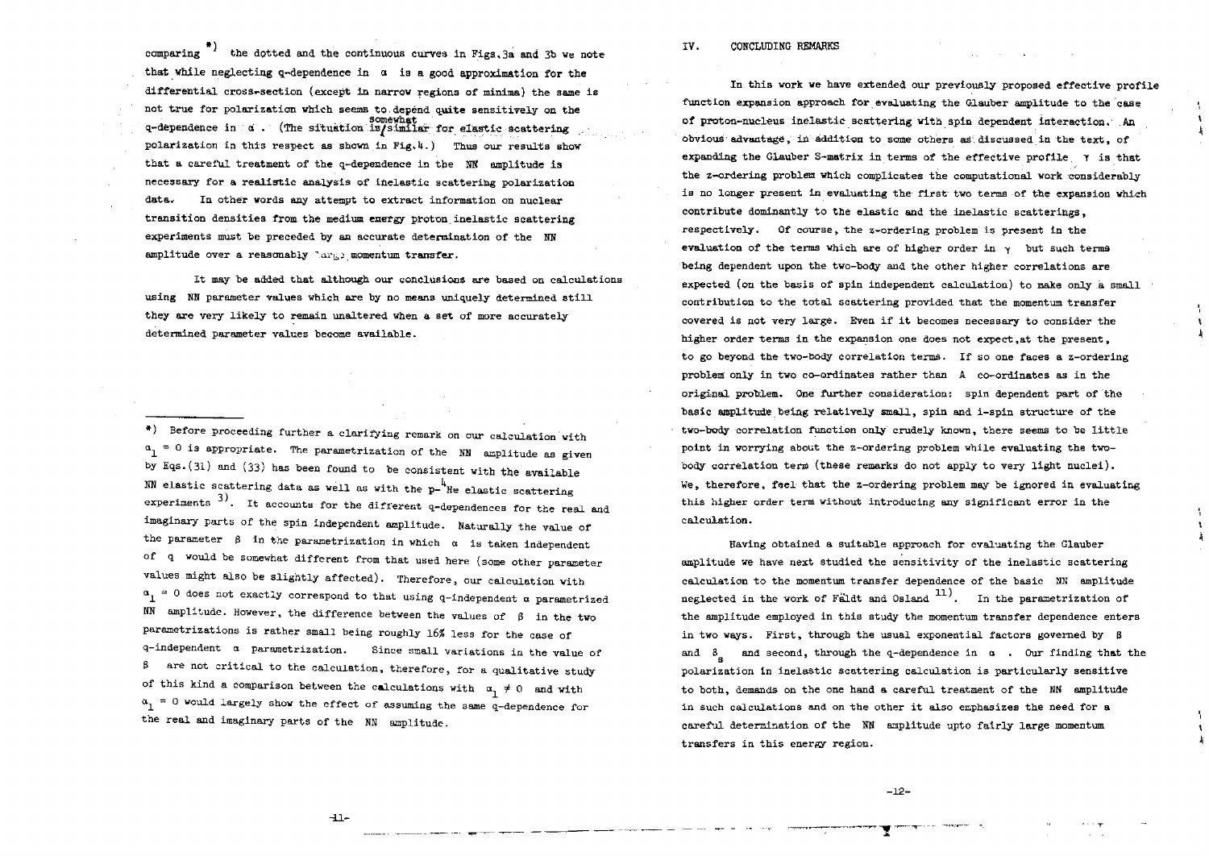comparing *) the dotted and the continuous curves in Figs.3a and 3b we note that while neglecting q-dependence in $\alpha$ is a good approximation for the differential cross-section (except in narrow regions of minima) the same is not true for polarization which seems to depend quite sensitively on the q-dependence in $\alpha$. (The situation is somewhat similar for elastic scattering polarization in this respect as shown in Fig.4.) Thus our results show that a careful treatment of the q-dependence in the NN amplitude is necessary for a realistic analysis of inelastic scattering polarization data. In other words any attempt to extract information on nuclear transition densities from the medium energy proton inelastic scattering experiments must be preceded by an accurate determination of the NN amplitude over a reasonably large momentum transfer.

It may be added that although our conclusions are based on calculations using NN parameter values which are by no means uniquely determined still they are very likely to remain unaltered when a set of more accurately determined parameter values become available.

---

*) Before proceeding further a clarifying remark on our calculation with $\alpha_1 = 0$ is appropriate. The parametrization of the NN amplitude as given by Eqs.(31) and (33) has been found to be consistent with the available NN elastic scattering data as well as with the p-$^4$He elastic scattering experiments [3]. It accounts for the different q-dependences for the real and imaginary parts of the spin independent amplitude. Naturally the value of the parameter $\beta$ in the parametrization in which $\alpha$ is taken independent of q would be somewhat different from that used here (some other parameter values might also be slightly affected). Therefore, our calculation with $\alpha_1 = 0$ does not exactly correspond to that using q-independent $\alpha$ parametrized NN amplitude. However, the difference between the values of $\beta$ in the two parametrizations is rather small being roughly 16% less for the case of q-independent $\alpha$ parametrization. Since small variations in the value of $\beta$ are not critical to the calculation, therefore, for a qualitative study of this kind a comparison between the calculations with $\alpha_1 \neq 0$ and with $\alpha_1 = 0$ would largely show the effect of assuming the same q-dependence for the real and imaginary parts of the NN amplitude.

## IV. CONCLUDING REMARKS

In this work we have extended our previously proposed effective profile function expansion approach for evaluating the Glauber amplitude to the case of proton-nucleus inelastic scattering with spin dependent interaction. An obvious advantage, in addition to some others as discussed in the text, of expanding the Glauber S-matrix in terms of the effective profile $\gamma$ is that the z-ordering problem which complicates the computational work considerably is no longer present in evaluating the first two terms of the expansion which contribute dominantly to the elastic and the inelastic scatterings, respectively. Of course, the z-ordering problem is present in the evaluation of the terms which are of higher order in $\gamma$ but such terms being dependent upon the two-body and the other higher correlations are expected (on the basis of spin independent calculation) to make only a small contribution to the total scattering provided that the momentum transfer covered is not very large. Even if it becomes necessary to consider the higher order terms in the expansion one does not expect, at the present, to go beyond the two-body correlation terms. If so one faces a z-ordering problem only in two co-ordinates rather than A co-ordinates as in the original problem. One further consideration: spin dependent part of the basic amplitude being relatively small, spin and i-spin structure of the two-body correlation function only crudely known, there seems to be little point in worrying about the z-ordering problem while evaluating the two-body correlation term (these remarks do not apply to very light nuclei). We, therefore, feel that the z-ordering problem may be ignored in evaluating this higher order term without introducing any significant error in the calculation.

Having obtained a suitable approach for evaluating the Glauber amplitude we have next studied the sensitivity of the inelastic scattering calculation to the momentum transfer dependence of the basic NN amplitude neglected in the work of Fäldt and Osland [11]. In the parametrization of the amplitude employed in this study the momentum transfer dependence enters in two ways. First, through the usual exponential factors governed by $\beta$ and $\beta_s$ and second, through the q-dependence in $\alpha$. Our finding that the polarization in inelastic scattering calculation is particularly sensitive to both, demands on the one hand a careful treatment of the NN amplitude in such calculations and on the other it also emphasizes the need for a careful determination of the NN amplitude upto fairly large momentum transfers in this energy region.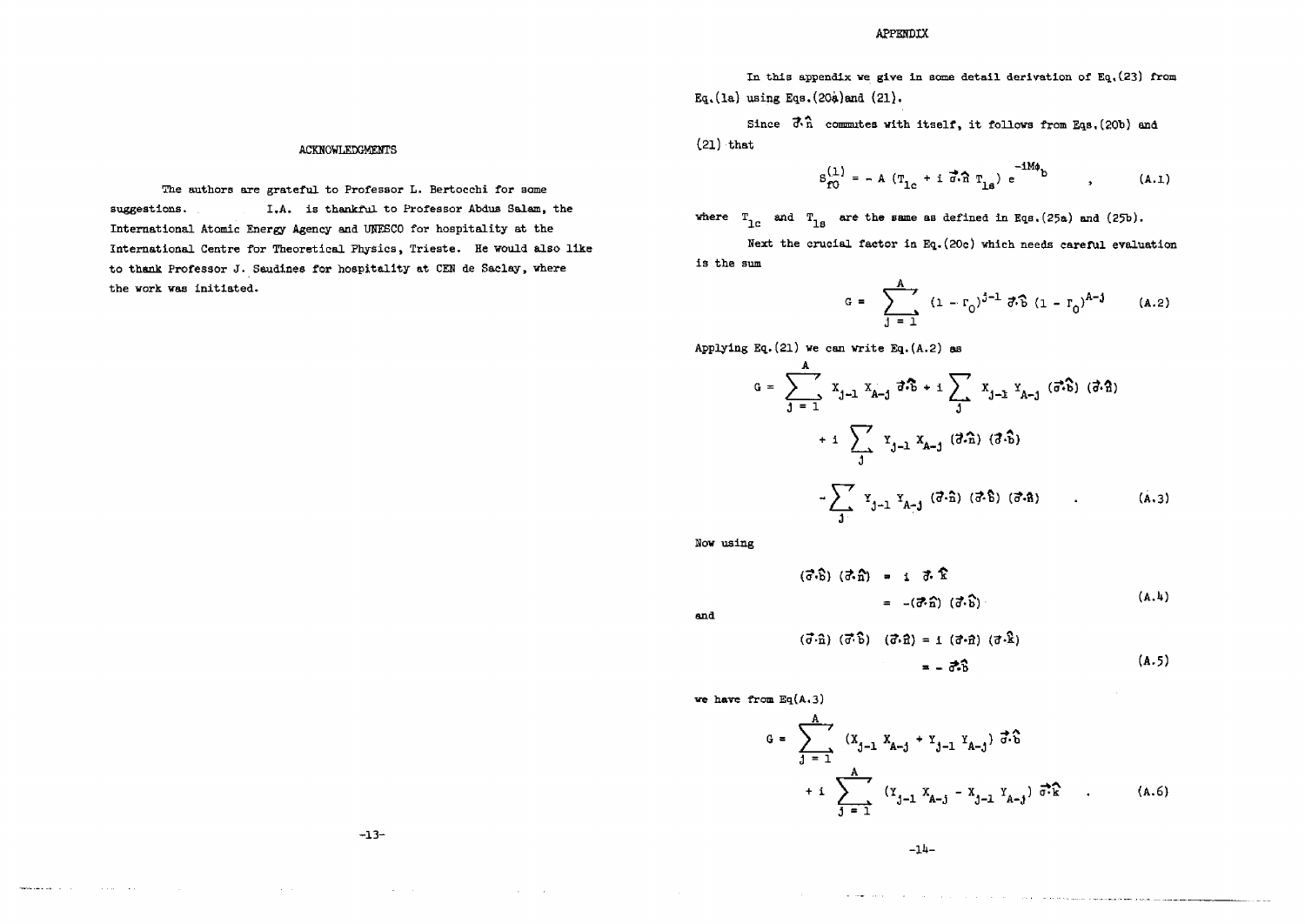## ACKNOWLEDGMENTS

The authors are grateful to Professor L. Bertocchi for some suggestions. I.A. is thankful to Professor Abdus Salam, the International Atomic Energy Agency and UNESCO for hospitality at the International Centre for Theoretical Physics, Trieste. He would also like to thank Professor J. Saudines for hospitality at CEN de Saclay, where the work was initiated.

## APPENDIX

In this appendix we give in some detail derivation of Eq.(23) from Eq.(1a) using Eqs.(20a) and (21).

Since $\vec{\sigma}\cdot\hat{n}$ commutes with itself, it follows from Eqs.(20b) and (21) that

$$S^{(1)}_{f0} = -A\,(T_{1c} + i\,\vec{\sigma}\cdot\hat{n}\,T_{1s})\,e^{-iM\phi_b} \qquad , \qquad (A.1)$$

where $T_{1c}$ and $T_{1s}$ are the same as defined in Eqs.(25a) and (25b).

Next the crucial factor in Eq.(20c) which needs careful evaluation is the sum

$$G = \sum_{j=1}^{A} (1-\Gamma_0)^{j-1}\,\vec{\sigma}\cdot\hat{b}\,(1-\Gamma_0)^{A-j} \qquad (A.2)$$

Applying Eq.(21) we can write Eq.(A.2) as

$$\begin{aligned} G = & \sum_{j=1}^{A} X_{j-1}\,X_{A-j}\,\vec{\sigma}\cdot\hat{b} + i\sum_{j} X_{j-1}\,Y_{A-j}\,(\vec{\sigma}\cdot\hat{b})\,(\vec{\sigma}\cdot\hat{n}) \\ & + i\sum_{j} Y_{j-1}\,X_{A-j}\,(\vec{\sigma}\cdot\hat{n})\,(\vec{\sigma}\cdot\hat{b}) \\ & - \sum_{j} Y_{j-1}\,Y_{A-j}\,(\vec{\sigma}\cdot\hat{n})\,(\vec{\sigma}\cdot\hat{b})\,(\vec{\sigma}\cdot\hat{n}) \qquad . \qquad (A.3) \end{aligned}$$

Now using

$$\begin{aligned} (\vec{\sigma}\cdot\hat{b})\,(\vec{\sigma}\cdot\hat{n}) & = i\,\vec{\sigma}\cdot\hat{k} \\ & = -(\vec{\sigma}\cdot\hat{n})\,(\vec{\sigma}\cdot\hat{b}) \end{aligned} \qquad (A.4)$$

and

$$\begin{aligned} (\vec{\sigma}\cdot\hat{n})\,(\vec{\sigma}\cdot\hat{b})\,(\vec{\sigma}\cdot\hat{n}) & = i\,(\vec{\sigma}\cdot\hat{n})\,(\vec{\sigma}\cdot\hat{k}) \\ & = -\,\vec{\sigma}\cdot\hat{b} \end{aligned} \qquad (A.5)$$

we have from Eq(A.3)

$$\begin{aligned} G = & \sum_{j=1}^{A} (X_{j-1}\,X_{A-j} + Y_{j-1}\,Y_{A-j})\,\vec{\sigma}\cdot\hat{b} \\ & + i\sum_{j=1}^{A} (Y_{j-1}\,X_{A-j} - X_{j-1}\,Y_{A-j})\,\vec{\sigma}\cdot\hat{k} \qquad . \qquad (A.6) \end{aligned}$$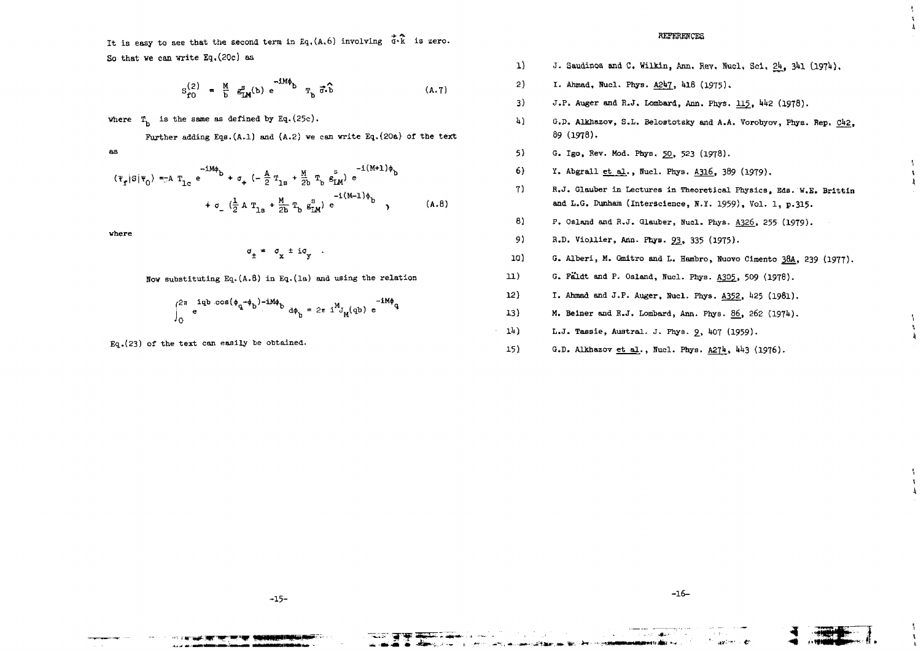It is easy to see that the second term in Eq.(A.6) involving $\vec{\sigma}\cdot\hat{k}$ is zero. So that we can write Eq.(20c) as

$$S_{f0}^{(2)} = \frac{M}{b} \, g^{s}_{LM}(b) \, e^{-iM\phi_b} \, T_b \, \vec{\sigma}\cdot\hat{b} \tag{A.7}$$

where $T_b$ is the same as defined by Eq.(25c).

Further adding Eqs.(A.1) and (A.2) we can write Eq.(20a) of the text as

$$\langle \Psi_f | S | \Psi_0 \rangle = -A \, T_{1c} \, e^{-iM\phi_b} + \sigma_+ \left(-\frac{A}{2} T_{1s} + \frac{M}{2b} T_b \, g^{s}_{LM}\right) e^{-i(M+1)\phi_b}$$
$$+ \sigma_- \left(\frac{1}{2} A \, T_{1s} + \frac{M}{2b} T_b \, g^{s}_{LM}\right) e^{-i(M-1)\phi_b} \, , \tag{A.8}$$

where

$$\sigma_\pm = \sigma_x \pm i\sigma_y \; .$$

Now substituting Eq.(A.8) in Eq.(1a) and using the relation

$$\int_0^{2\pi} e^{iqb\cos(\phi_q-\phi_b)-iM\phi_b} \, d\phi_b = 2\pi \, i^M J_M(qb) \, e^{-iM\phi_q}$$

Eq.(23) of the text can easily be obtained.

## REFERENCES

1) J. Saudinos and C. Wilkin, Ann. Rev. Nucl. Sci. 24, 341 (1974).
2) I. Ahmad, Nucl. Phys. A247, 418 (1975).
3) J.P. Auger and R.J. Lombard, Ann. Phys. 115, 442 (1978).
4) G.D. Alkhazov, S.L. Belostotsky and A.A. Vorobyov, Phys. Rep. C42, 89 (1978).
5) G. Igo, Rev. Mod. Phys. 50, 523 (1978).
6) Y. Abgrall et al., Nucl. Phys. A316, 389 (1979).
7) R.J. Glauber in Lectures in Theoretical Physics, Eds. W.E. Brittin and L.G. Dunham (Interscience, N.Y. 1959), Vol. 1, p.315.
8) P. Osland and R.J. Glauber, Nucl. Phys. A326, 255 (1979).
9) R.D. Viollier, Ann. Phys. 93, 335 (1975).
10) G. Alberi, M. Gmitro and L. Hambro, Nuovo Cimento 38A, 239 (1977).
11) G. Fäldt and P. Osland, Nucl. Phys. A305, 509 (1978).
12) I. Ahmad and J.P. Auger, Nucl. Phys. A352, 425 (1981).
13) M. Beiner and R.J. Lombard, Ann. Phys. 86, 262 (1974).
14) L.J. Tassie, Austral. J. Phys. 9, 407 (1959).
15) G.D. Alkhazov et al., Nucl. Phys. A274, 443 (1976).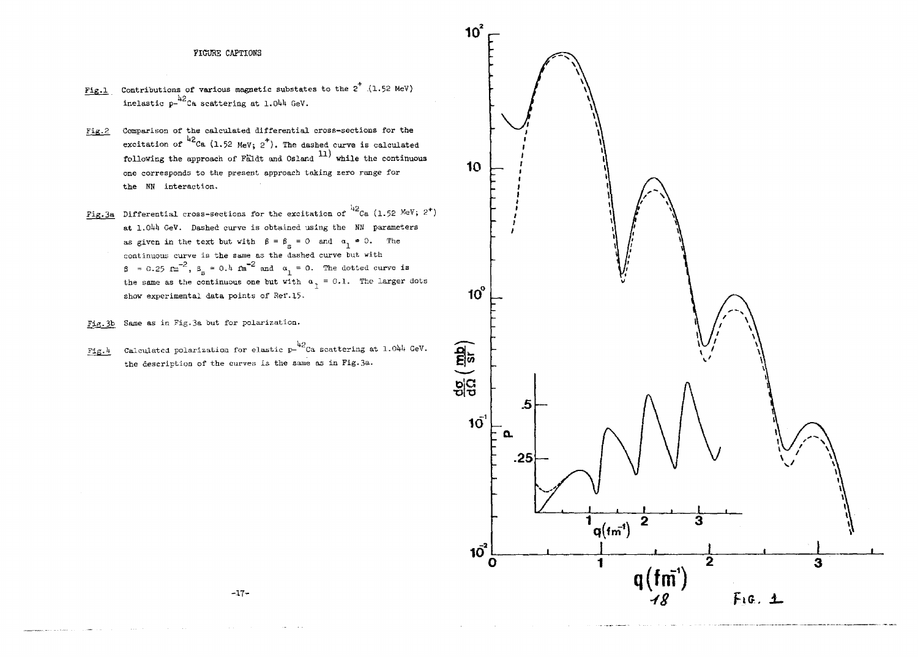FIGURE CAPTIONS

Fig.1 Contributions of various magnetic substates to the $2^+$ (1.52 MeV) inelastic p-$^{42}$Ca scattering at 1.044 GeV.

Fig.2 Comparison of the calculated differential cross-sections for the excitation of $^{42}$Ca (1.52 MeV; $2^+$). The dashed curve is calculated following the approach of Fäldt and Osland [11] while the continuous one corresponds to the present approach taking zero range for the NN interaction.

Fig.3a Differential cross-sections for the excitation of $^{42}$Ca (1.52 MeV; $2^+$) at 1.044 GeV. Dashed curve is obtained using the NN parameters as given in the text but with $\beta = \beta_s = 0$ and $\alpha_1 = 0$. The continuous curve is the same as the dashed curve but with $\beta = 0.25\ \text{fm}^{-2}$, $\beta_s = 0.4\ \text{fm}^{-2}$ and $\alpha_1 = 0$. The dotted curve is the same as the continuous one but with $\alpha_1 = 0.1$. The larger dots show experimental data points of Ref.15.

Fig.3b Same as in Fig.3a but for polarization.

Fig.4 Calculated polarization for elastic p-$^{42}$Ca scattering at 1.044 GeV. the description of the curves is the same as in Fig.3a.

FIG. 1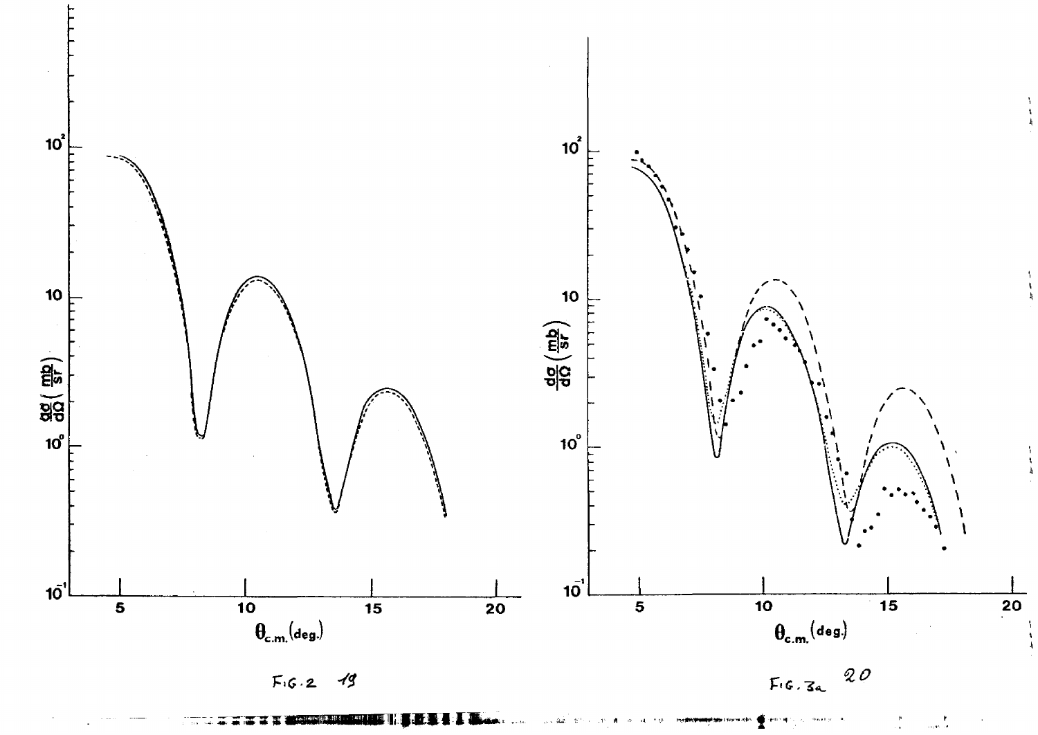FIG. 2

FIG. 3a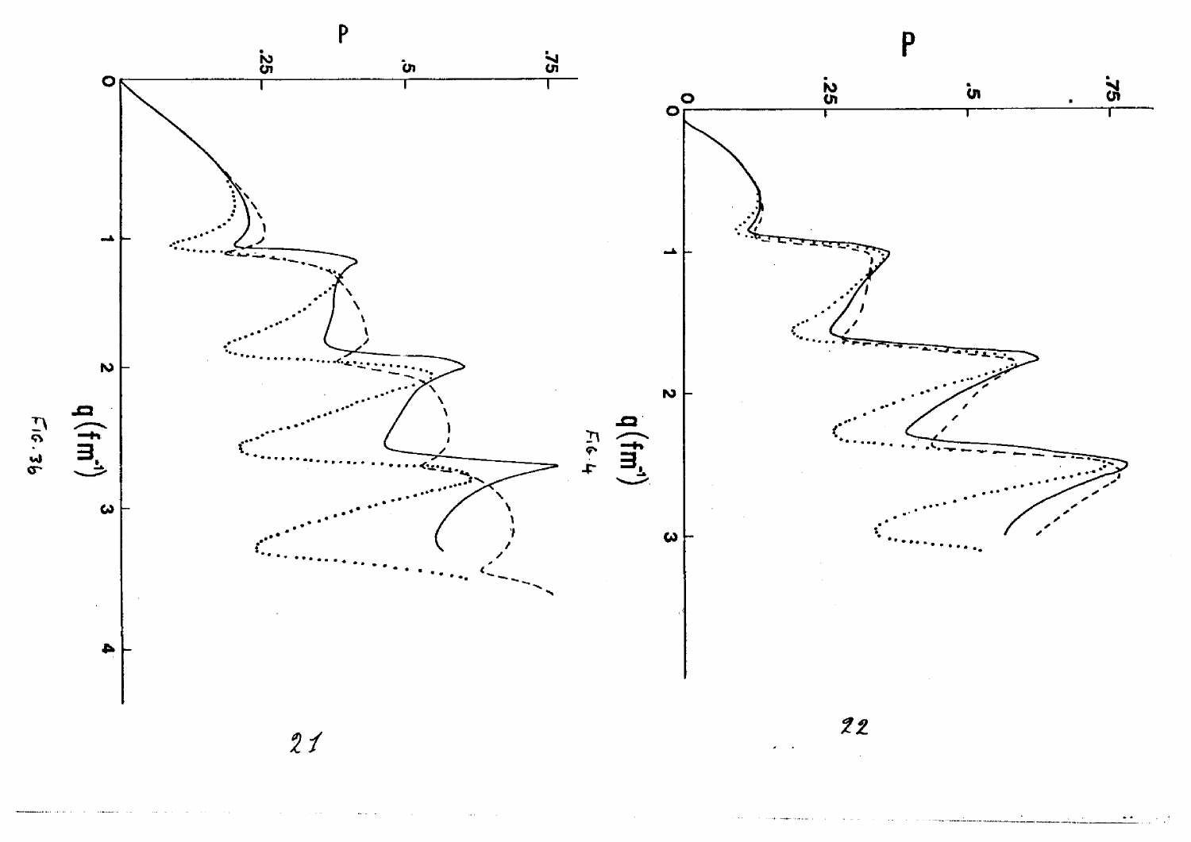Fig. 3b

Fig. 4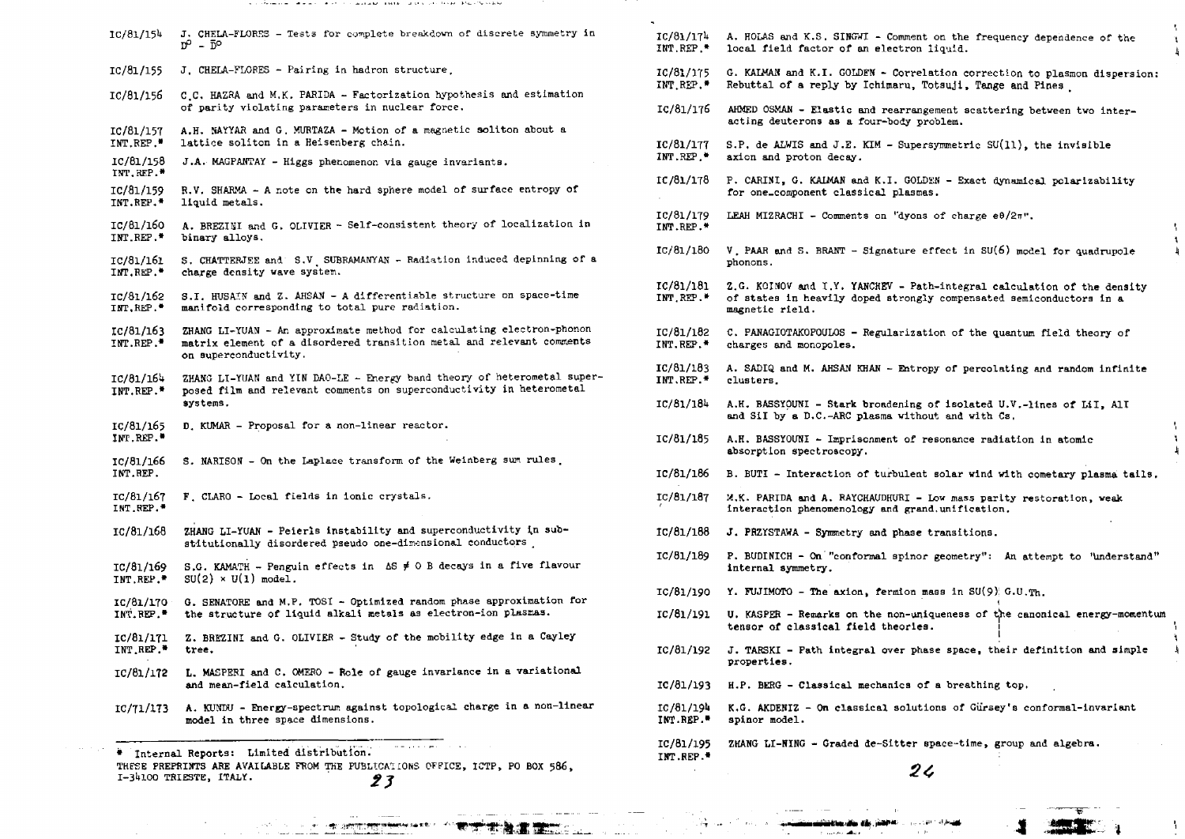IC/81/154 J. CHELA-FLORES - Tests for complete breakdown of discrete symmetry in $D^0 - \bar{D}^0$

IC/81/155 J. CHELA-FLORES - Pairing in hadron structure.

IC/81/156 C.C. HAZRA and M.K. PARIDA - Factorization hypothesis and estimation of parity violating parameters in nuclear force.

IC/81/157 INT.REP.* A.H. NAYYAR and G. MURTAZA - Motion of a magnetic soliton about a lattice soliton in a Heisenberg chain.

IC/81/158 INT.REP.* J.A. MAGPANTAY - Higgs phenomenon via gauge invariants.

IC/81/159 INT.REP.* R.V. SHARMA - A note on the hard sphere model of surface entropy of liquid metals.

IC/81/160 INT.REP.* A. BREZINI and G. OLIVIER - Self-consistent theory of localization in binary alloys.

IC/81/161 INT.REP.* S. CHATTERJEE and S.V. SUBRAMANYAN - Radiation induced depinning of a charge density wave system.

IC/81/162 INT.REP.* S.I. HUSAIN and Z. AHSAN - A differentiable structure on space-time manifold corresponding to total pure radiation.

IC/81/163 INT.REP.* ZHANG LI-YUAN - An approximate method for calculating electron-phonon matrix element of a disordered transition metal and relevant comments on superconductivity.

IC/81/164 INT.REP.* ZHANG LI-YUAN and YIN DAO-LE - Energy band theory of heterometal superposed film and relevant comments on superconductivity in heterometal systems.

IC/81/165 INT.REP.* D. KUMAR - Proposal for a non-linear reactor.

IC/81/166 INT.REP. S. NARISON - On the Laplace transform of the Weinberg sum rules.

IC/81/167 INT.REP.* F. CLARO - Local fields in ionic crystals.

IC/81/168 ZHANG LI-YUAN - Peierls instability and superconductivity in substitutionally disordered pseudo one-dimensional conductors.

IC/81/169 INT.REP.* S.G. KAMATH - Penguin effects in $\Delta S \neq 0$ B decays in a five flavour $SU(2) \times U(1)$ model.

IC/81/170 INT.REP.* G. SENATORE and M.P. TOSI - Optimized random phase approximation for the structure of liquid alkali metals as electron-ion plasmas.

IC/81/171 INT.REP.* Z. BREZINI and G. OLIVIER - Study of the mobility edge in a Cayley tree.

IC/81/172 L. MASPERI and C. OMERO - Role of gauge invariance in a variational and mean-field calculation.

IC/71/173 A. KUNDU - Energy-spectrum against topological charge in a non-linear model in three space dimensions.

\* Internal Reports: Limited distribution.
THESE PREPRINTS ARE AVAILABLE FROM THE PUBLICATIONS OFFICE, ICTP, PO BOX 586, I-34100 TRIESTE, ITALY.

IC/81/174 INT.REP.* A. HOLAS and K.S. SINGWI - Comment on the frequency dependence of the local field factor of an electron liquid.

IC/81/175 INT.REP.* G. KALMAN and K.I. GOLDEN - Correlation correction to plasmon dispersion: Rebuttal of a reply by Ichimaru, Totsuji, Tange and Pines.

IC/81/176 AHMED OSMAN - Elastic and rearrangement scattering between two interacting deuterons as a four-body problem.

IC/81/177 INT.REP.* S.P. de ALWIS and J.E. KIM - Supersymmetric SU(11), the invisible axion and proton decay.

IC/81/178 P. CARINI, G. KALMAN and K.I. GOLDEN - Exact dynamical polarizability for one-component classical plasmas.

IC/81/179 INT.REP.* LEAH MIZRACHI - Comments on "dyons of charge $e\theta/2\pi$".

IC/81/180 V. PAAR and S. BRANT - Signature effect in SU(6) model for quadrupole phonons.

IC/81/181 INT.REP.* Z.G. KOINOV and I.Y. YANCHEV - Path-integral calculation of the density of states in heavily doped strongly compensated semiconductors in a magnetic field.

IC/81/182 INT.REP.* C. PANAGIOTAKOPOULOS - Regularization of the quantum field theory of charges and monopoles.

IC/81/183 INT.REP.* A. SADIQ and M. AHSAN KHAN - Entropy of percolating and random infinite clusters.

IC/81/184 A.H. BASSYOUNI - Stark broadening of isolated U.V.-lines of LiI, AlI and SiI by a D.C.-ARC plasma without and with Cs.

IC/81/185 A.H. BASSYOUNI - Imprisonment of resonance radiation in atomic absorption spectroscopy.

IC/81/186 B. BUTI - Interaction of turbulent solar wind with cometary plasma tails.

IC/81/187 M.K. PARIDA and A. RAYCHAUDHURI - Low mass parity restoration, weak interaction phenomenology and grand unification.

IC/81/188 J. PRZYSTAWA - Symmetry and phase transitions.

IC/81/189 P. BUDINICH - On "conformal spinor geometry": An attempt to "understand" internal symmetry.

IC/81/190 Y. FUJIMOTO - The axion, fermion mass in SU(9) G.U.Th.

IC/81/191 U. KASPER - Remarks on the non-uniqueness of the canonical energy-momentum tensor of classical field theories.

IC/81/192 J. TARSKI - Path integral over phase space, their definition and simple properties.

IC/81/193 H.P. BERG - Classical mechanics of a breathing top.

IC/81/194 INT.REP.* K.G. AKDENIZ - On classical solutions of Gürsey's conformal-invariant spinor model.

IC/81/195 INT.REP.* ZHANG LI-NING - Graded de-Sitter space-time, group and algebra.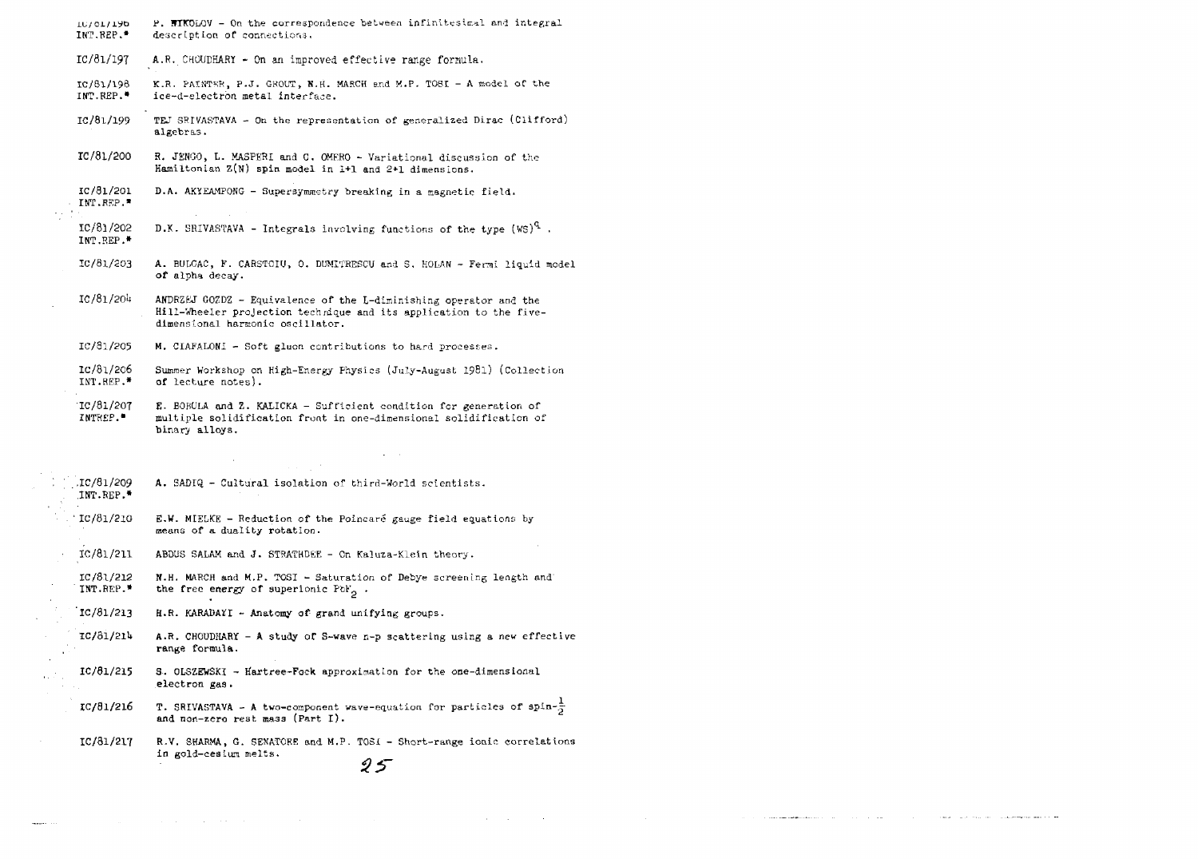IC/81/196 INT.REP.* P. NIKOLOV - On the correspondence between infinitesimal and integral description of connections.

IC/81/197 A.R. CHOUDHARY - On an improved effective range formula.

IC/81/198 INT.REP.* K.R. PAINTER, P.J. GROUT, N.H. MARCH and M.P. TOSI - A model of the ice-d-electron metal interface.

IC/81/199 TEJ SRIVASTAVA - On the representation of generalized Dirac (Clifford) algebras.

IC/81/200 R. JENGO, L. MASPERI and C. OMERO - Variational discussion of the Hamiltonian Z(N) spin model in 1+1 and 2+1 dimensions.

IC/81/201 INT.REP.* D.A. AKYEAMPONG - Supersymmetry breaking in a magnetic field.

IC/81/202 INT.REP.* D.K. SRIVASTAVA - Integrals involving functions of the type $(WS)^q$.

IC/81/203 A. BULGAC, F. CARSTOIU, O. DUMITRESCU and S. HOLAN - Fermi liquid model of alpha decay.

IC/81/204 ANDRZEJ GOZDZ - Equivalence of the L-diminishing operator and the Hill-Wheeler projection technique and its application to the five-dimensional harmonic oscillator.

IC/81/205 M. CIAFALONI - Soft gluon contributions to hard processes.

IC/81/206 INT.REP.* Summer Workshop on High-Energy Physics (July-August 1981) (Collection of lecture notes).

IC/81/207 INTREP.* E. BOHULA and Z. KALICKA - Sufficient condition for generation of multiple solidification front in one-dimensional solidification of binary alloys.

IC/81/209 INT.REP.* A. SADIQ - Cultural isolation of third-World scientists.

IC/81/210 E.W. MIELKE - Reduction of the Poincaré gauge field equations by means of a duality rotation.

IC/81/211 ABDUS SALAM and J. STRATHDEE - On Kaluza-Klein theory.

IC/81/212 INT.REP.* N.H. MARCH and M.P. TOSI - Saturation of Debye screening length and the free energy of superionic $PbF_2$.

IC/81/213 H.R. KARADAYI - Anatomy of grand unifying groups.

IC/81/214 A.R. CHOUDHARY - A study of S-wave n-p scattering using a new effective range formula.

IC/81/215 S. OLSZEWSKI - Hartree-Fock approximation for the one-dimensional electron gas.

IC/81/216 T. SRIVASTAVA - A two-component wave-equation for particles of spin-$\frac{1}{2}$ and non-zero rest mass (Part I).

IC/81/217 R.V. SHARMA, G. SENATORE and M.P. TOSI - Short-range ionic correlations in gold-cesium melts.